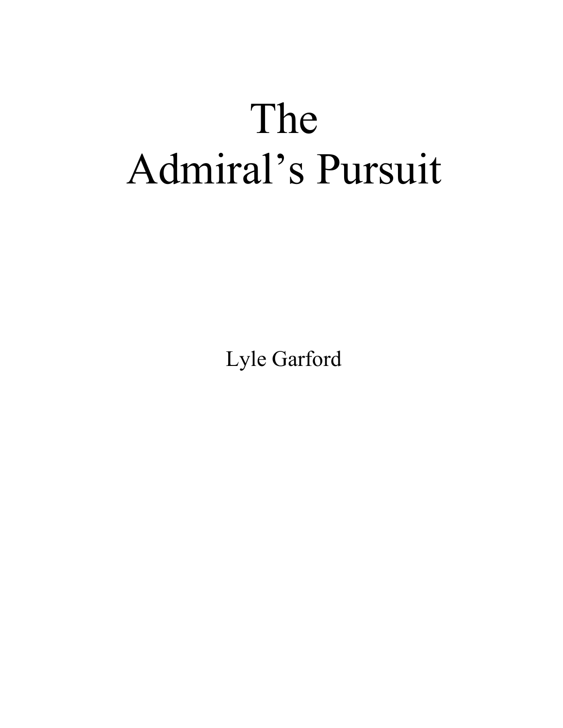# The Admiral’s Pursuit

Lyle Garford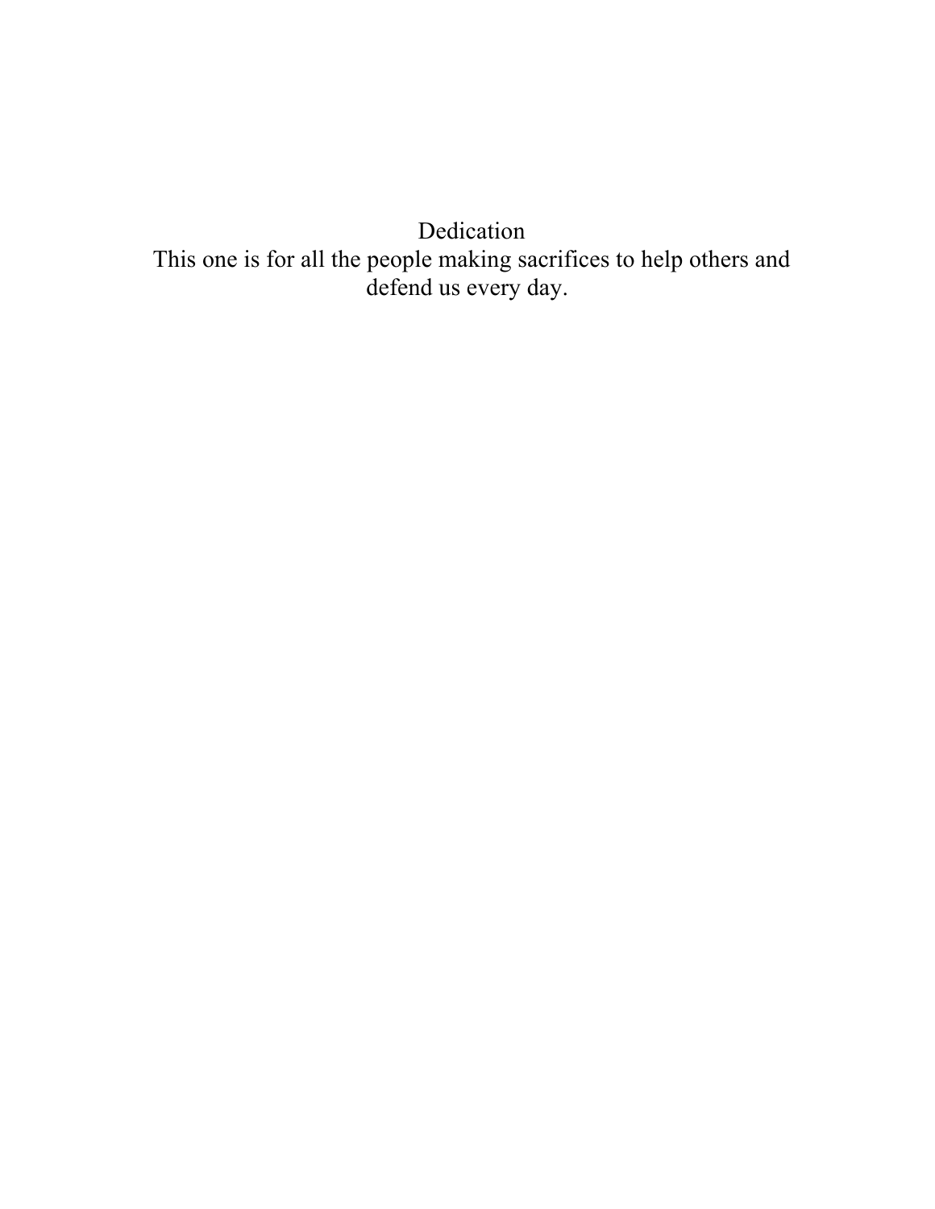# Dedication

This one is for all the people making sacrifices to help others and defend us every day.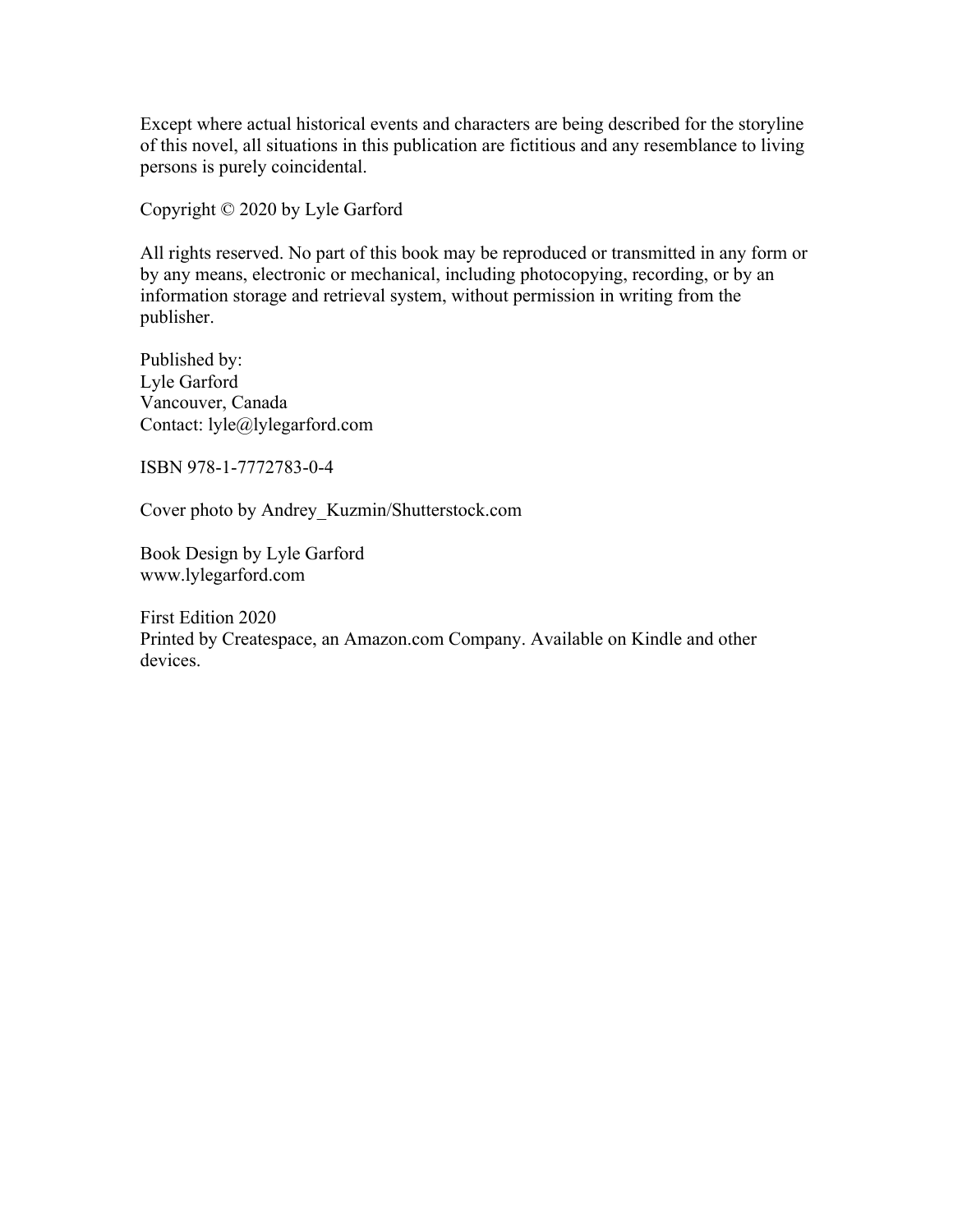Except where actual historical events and characters are being described for the storyline of this novel, all situations in this publication are fictitious and any resemblance to living persons is purely coincidental.

Copyright © 2020 by Lyle Garford

All rights reserved. No part of this book may be reproduced or transmitted in any form or by any means, electronic or mechanical, including photocopying, recording, or by an information storage and retrieval system, without permission in writing from the publisher.

Published by:
Lyle Garford
Vancouver, Canada
Contact: lyle@lylegarford.com

ISBN 978-1-7772783-0-4

Cover photo by Andrey_Kuzmin/Shutterstock.com

Book Design by Lyle Garford
www.lylegarford.com

First Edition 2020
Printed by Createspace, an Amazon.com Company. Available on Kindle and other devices.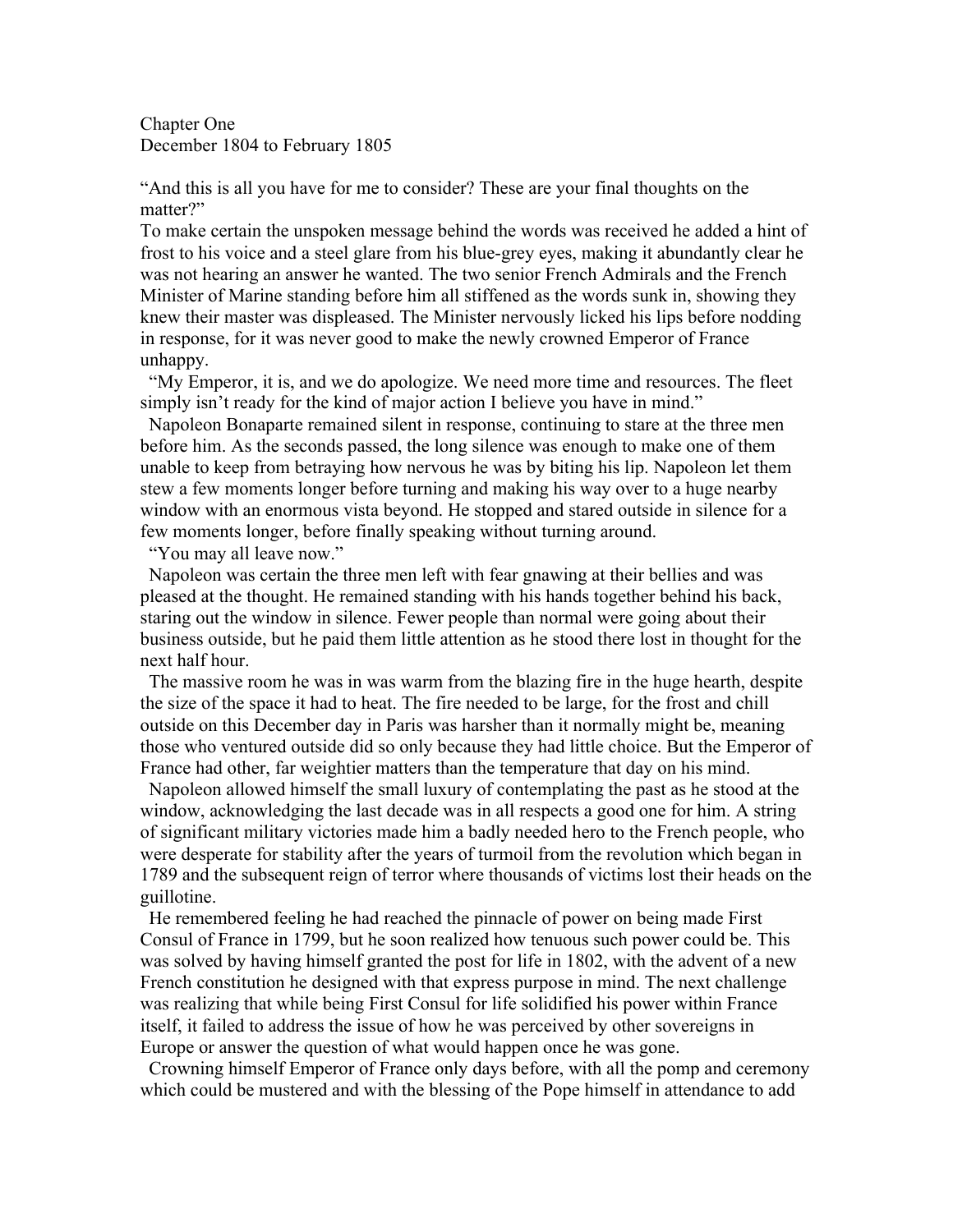Chapter One
December 1804 to February 1805

"And this is all you have for me to consider? These are your final thoughts on the matter?"

To make certain the unspoken message behind the words was received he added a hint of frost to his voice and a steel glare from his blue-grey eyes, making it abundantly clear he was not hearing an answer he wanted. The two senior French Admirals and the French Minister of Marine standing before him all stiffened as the words sunk in, showing they knew their master was displeased. The Minister nervously licked his lips before nodding in response, for it was never good to make the newly crowned Emperor of France unhappy.

"My Emperor, it is, and we do apologize. We need more time and resources. The fleet simply isn't ready for the kind of major action I believe you have in mind."

Napoleon Bonaparte remained silent in response, continuing to stare at the three men before him. As the seconds passed, the long silence was enough to make one of them unable to keep from betraying how nervous he was by biting his lip. Napoleon let them stew a few moments longer before turning and making his way over to a huge nearby window with an enormous vista beyond. He stopped and stared outside in silence for a few moments longer, before finally speaking without turning around.

"You may all leave now."

Napoleon was certain the three men left with fear gnawing at their bellies and was pleased at the thought. He remained standing with his hands together behind his back, staring out the window in silence. Fewer people than normal were going about their business outside, but he paid them little attention as he stood there lost in thought for the next half hour.

The massive room he was in was warm from the blazing fire in the huge hearth, despite the size of the space it had to heat. The fire needed to be large, for the frost and chill outside on this December day in Paris was harsher than it normally might be, meaning those who ventured outside did so only because they had little choice. But the Emperor of France had other, far weightier matters than the temperature that day on his mind.

Napoleon allowed himself the small luxury of contemplating the past as he stood at the window, acknowledging the last decade was in all respects a good one for him. A string of significant military victories made him a badly needed hero to the French people, who were desperate for stability after the years of turmoil from the revolution which began in 1789 and the subsequent reign of terror where thousands of victims lost their heads on the guillotine.

He remembered feeling he had reached the pinnacle of power on being made First Consul of France in 1799, but he soon realized how tenuous such power could be. This was solved by having himself granted the post for life in 1802, with the advent of a new French constitution he designed with that express purpose in mind. The next challenge was realizing that while being First Consul for life solidified his power within France itself, it failed to address the issue of how he was perceived by other sovereigns in Europe or answer the question of what would happen once he was gone.

Crowning himself Emperor of France only days before, with all the pomp and ceremony which could be mustered and with the blessing of the Pope himself in attendance to add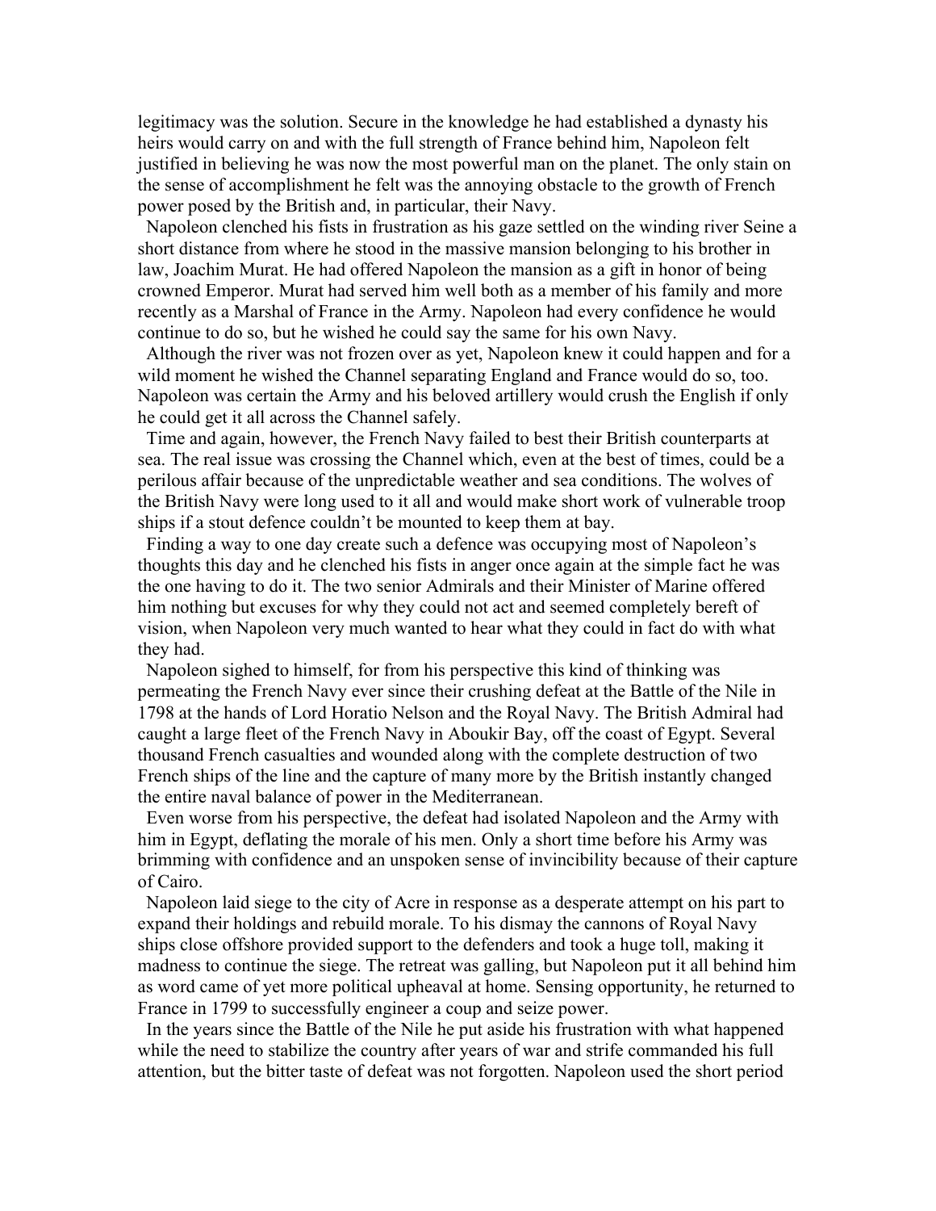legitimacy was the solution. Secure in the knowledge he had established a dynasty his heirs would carry on and with the full strength of France behind him, Napoleon felt justified in believing he was now the most powerful man on the planet. The only stain on the sense of accomplishment he felt was the annoying obstacle to the growth of French power posed by the British and, in particular, their Navy.

Napoleon clenched his fists in frustration as his gaze settled on the winding river Seine a short distance from where he stood in the massive mansion belonging to his brother in law, Joachim Murat. He had offered Napoleon the mansion as a gift in honor of being crowned Emperor. Murat had served him well both as a member of his family and more recently as a Marshal of France in the Army. Napoleon had every confidence he would continue to do so, but he wished he could say the same for his own Navy.

Although the river was not frozen over as yet, Napoleon knew it could happen and for a wild moment he wished the Channel separating England and France would do so, too. Napoleon was certain the Army and his beloved artillery would crush the English if only he could get it all across the Channel safely.

Time and again, however, the French Navy failed to best their British counterparts at sea. The real issue was crossing the Channel which, even at the best of times, could be a perilous affair because of the unpredictable weather and sea conditions. The wolves of the British Navy were long used to it all and would make short work of vulnerable troop ships if a stout defence couldn't be mounted to keep them at bay.

Finding a way to one day create such a defence was occupying most of Napoleon's thoughts this day and he clenched his fists in anger once again at the simple fact he was the one having to do it. The two senior Admirals and their Minister of Marine offered him nothing but excuses for why they could not act and seemed completely bereft of vision, when Napoleon very much wanted to hear what they could in fact do with what they had.

Napoleon sighed to himself, for from his perspective this kind of thinking was permeating the French Navy ever since their crushing defeat at the Battle of the Nile in 1798 at the hands of Lord Horatio Nelson and the Royal Navy. The British Admiral had caught a large fleet of the French Navy in Aboukir Bay, off the coast of Egypt. Several thousand French casualties and wounded along with the complete destruction of two French ships of the line and the capture of many more by the British instantly changed the entire naval balance of power in the Mediterranean.

Even worse from his perspective, the defeat had isolated Napoleon and the Army with him in Egypt, deflating the morale of his men. Only a short time before his Army was brimming with confidence and an unspoken sense of invincibility because of their capture of Cairo.

Napoleon laid siege to the city of Acre in response as a desperate attempt on his part to expand their holdings and rebuild morale. To his dismay the cannons of Royal Navy ships close offshore provided support to the defenders and took a huge toll, making it madness to continue the siege. The retreat was galling, but Napoleon put it all behind him as word came of yet more political upheaval at home. Sensing opportunity, he returned to France in 1799 to successfully engineer a coup and seize power.

In the years since the Battle of the Nile he put aside his frustration with what happened while the need to stabilize the country after years of war and strife commanded his full attention, but the bitter taste of defeat was not forgotten. Napoleon used the short period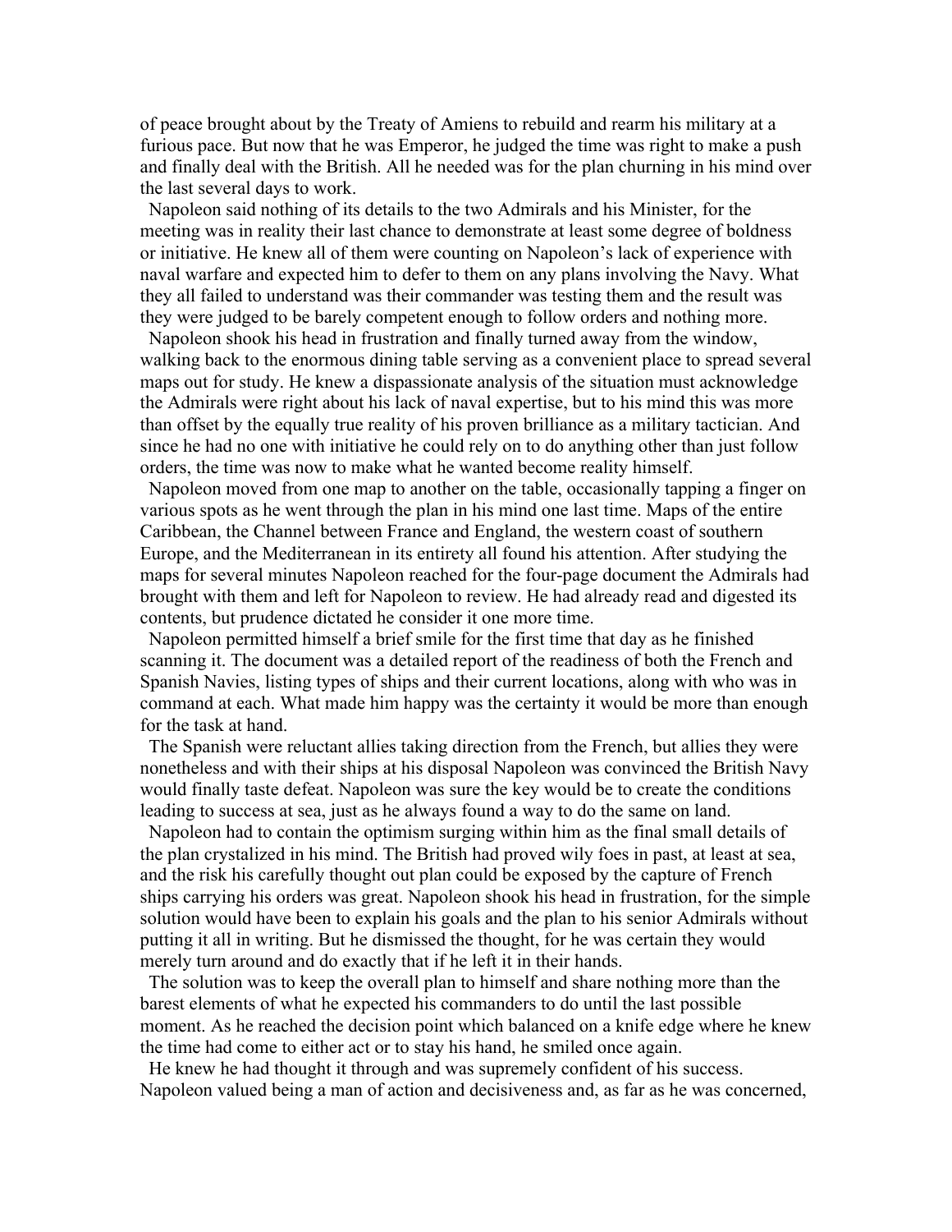of peace brought about by the Treaty of Amiens to rebuild and rearm his military at a furious pace. But now that he was Emperor, he judged the time was right to make a push and finally deal with the British. All he needed was for the plan churning in his mind over the last several days to work.

Napoleon said nothing of its details to the two Admirals and his Minister, for the meeting was in reality their last chance to demonstrate at least some degree of boldness or initiative. He knew all of them were counting on Napoleon's lack of experience with naval warfare and expected him to defer to them on any plans involving the Navy. What they all failed to understand was their commander was testing them and the result was they were judged to be barely competent enough to follow orders and nothing more.

Napoleon shook his head in frustration and finally turned away from the window, walking back to the enormous dining table serving as a convenient place to spread several maps out for study. He knew a dispassionate analysis of the situation must acknowledge the Admirals were right about his lack of naval expertise, but to his mind this was more than offset by the equally true reality of his proven brilliance as a military tactician. And since he had no one with initiative he could rely on to do anything other than just follow orders, the time was now to make what he wanted become reality himself.

Napoleon moved from one map to another on the table, occasionally tapping a finger on various spots as he went through the plan in his mind one last time. Maps of the entire Caribbean, the Channel between France and England, the western coast of southern Europe, and the Mediterranean in its entirety all found his attention. After studying the maps for several minutes Napoleon reached for the four-page document the Admirals had brought with them and left for Napoleon to review. He had already read and digested its contents, but prudence dictated he consider it one more time.

Napoleon permitted himself a brief smile for the first time that day as he finished scanning it. The document was a detailed report of the readiness of both the French and Spanish Navies, listing types of ships and their current locations, along with who was in command at each. What made him happy was the certainty it would be more than enough for the task at hand.

The Spanish were reluctant allies taking direction from the French, but allies they were nonetheless and with their ships at his disposal Napoleon was convinced the British Navy would finally taste defeat. Napoleon was sure the key would be to create the conditions leading to success at sea, just as he always found a way to do the same on land.

Napoleon had to contain the optimism surging within him as the final small details of the plan crystalized in his mind. The British had proved wily foes in past, at least at sea, and the risk his carefully thought out plan could be exposed by the capture of French ships carrying his orders was great. Napoleon shook his head in frustration, for the simple solution would have been to explain his goals and the plan to his senior Admirals without putting it all in writing. But he dismissed the thought, for he was certain they would merely turn around and do exactly that if he left it in their hands.

The solution was to keep the overall plan to himself and share nothing more than the barest elements of what he expected his commanders to do until the last possible moment. As he reached the decision point which balanced on a knife edge where he knew the time had come to either act or to stay his hand, he smiled once again.

He knew he had thought it through and was supremely confident of his success. Napoleon valued being a man of action and decisiveness and, as far as he was concerned,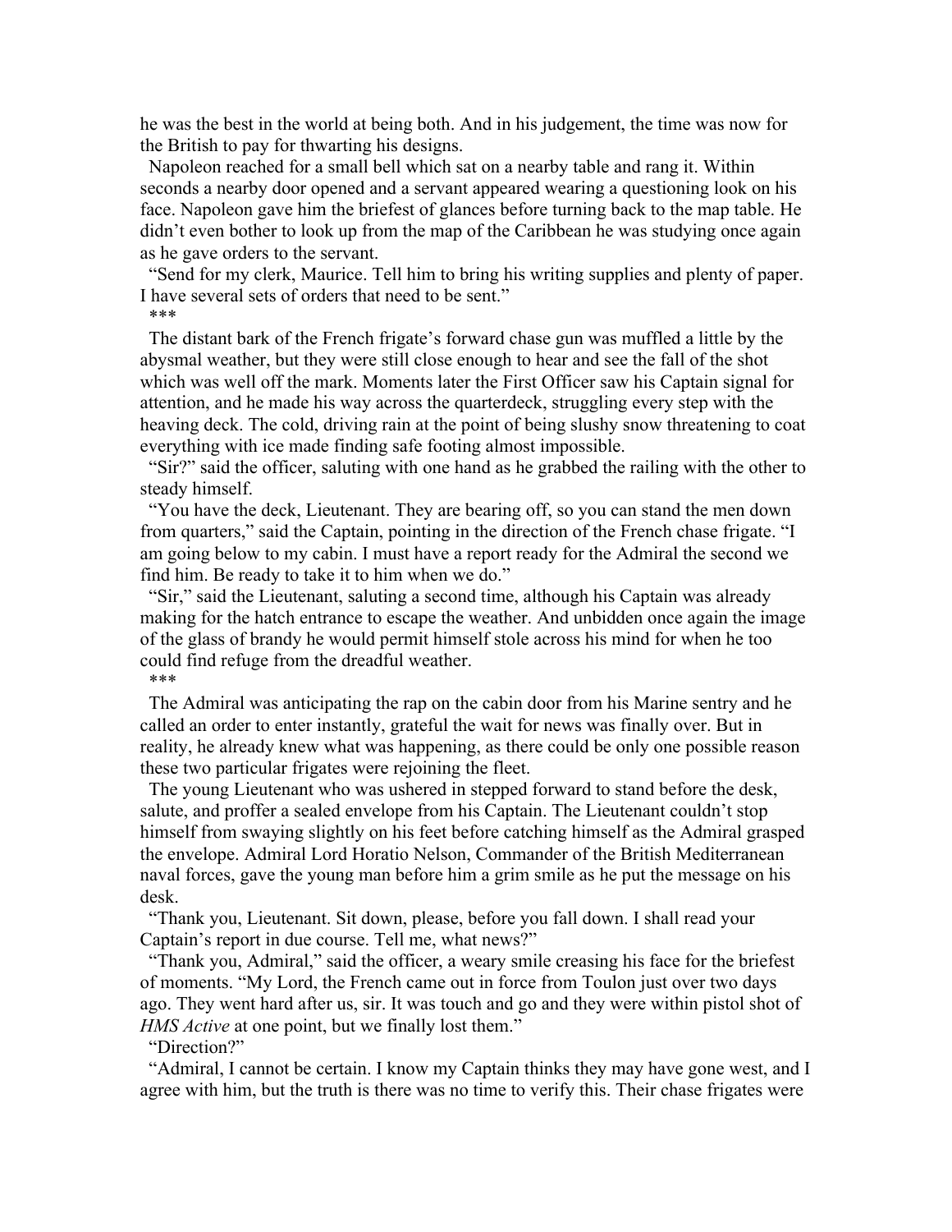he was the best in the world at being both. And in his judgement, the time was now for the British to pay for thwarting his designs.

Napoleon reached for a small bell which sat on a nearby table and rang it. Within seconds a nearby door opened and a servant appeared wearing a questioning look on his face. Napoleon gave him the briefest of glances before turning back to the map table. He didn't even bother to look up from the map of the Caribbean he was studying once again as he gave orders to the servant.

"Send for my clerk, Maurice. Tell him to bring his writing supplies and plenty of paper. I have several sets of orders that need to be sent."

***

The distant bark of the French frigate's forward chase gun was muffled a little by the abysmal weather, but they were still close enough to hear and see the fall of the shot which was well off the mark. Moments later the First Officer saw his Captain signal for attention, and he made his way across the quarterdeck, struggling every step with the heaving deck. The cold, driving rain at the point of being slushy snow threatening to coat everything with ice made finding safe footing almost impossible.

"Sir?" said the officer, saluting with one hand as he grabbed the railing with the other to steady himself.

"You have the deck, Lieutenant. They are bearing off, so you can stand the men down from quarters," said the Captain, pointing in the direction of the French chase frigate. "I am going below to my cabin. I must have a report ready for the Admiral the second we find him. Be ready to take it to him when we do."

"Sir," said the Lieutenant, saluting a second time, although his Captain was already making for the hatch entrance to escape the weather. And unbidden once again the image of the glass of brandy he would permit himself stole across his mind for when he too could find refuge from the dreadful weather.

***

The Admiral was anticipating the rap on the cabin door from his Marine sentry and he called an order to enter instantly, grateful the wait for news was finally over. But in reality, he already knew what was happening, as there could be only one possible reason these two particular frigates were rejoining the fleet.

The young Lieutenant who was ushered in stepped forward to stand before the desk, salute, and proffer a sealed envelope from his Captain. The Lieutenant couldn't stop himself from swaying slightly on his feet before catching himself as the Admiral grasped the envelope. Admiral Lord Horatio Nelson, Commander of the British Mediterranean naval forces, gave the young man before him a grim smile as he put the message on his desk.

"Thank you, Lieutenant. Sit down, please, before you fall down. I shall read your Captain's report in due course. Tell me, what news?"

"Thank you, Admiral," said the officer, a weary smile creasing his face for the briefest of moments. "My Lord, the French came out in force from Toulon just over two days ago. They went hard after us, sir. It was touch and go and they were within pistol shot of *HMS Active* at one point, but we finally lost them."

"Direction?"

"Admiral, I cannot be certain. I know my Captain thinks they may have gone west, and I agree with him, but the truth is there was no time to verify this. Their chase frigates were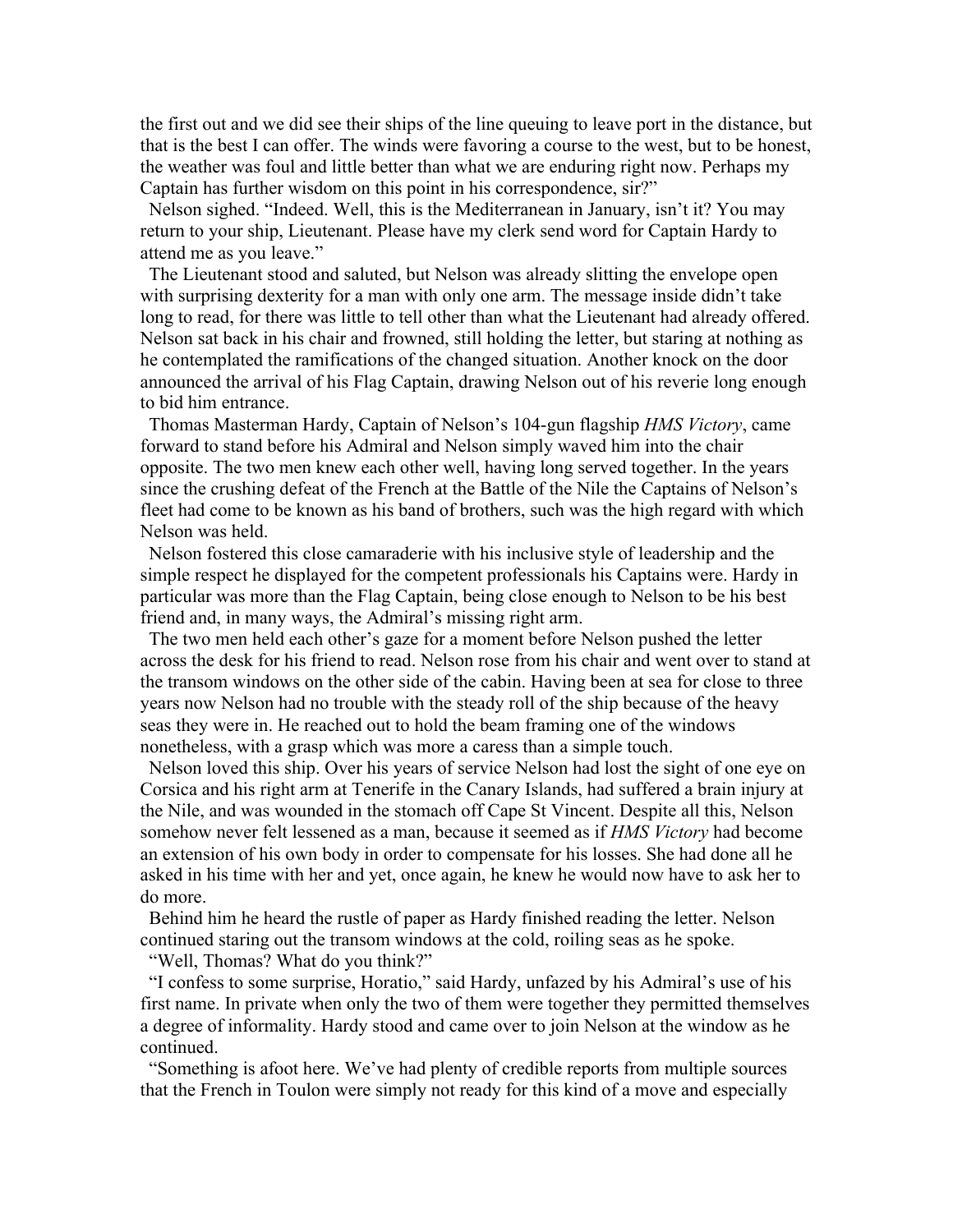the first out and we did see their ships of the line queuing to leave port in the distance, but that is the best I can offer. The winds were favoring a course to the west, but to be honest, the weather was foul and little better than what we are enduring right now. Perhaps my Captain has further wisdom on this point in his correspondence, sir?"

Nelson sighed. "Indeed. Well, this is the Mediterranean in January, isn't it? You may return to your ship, Lieutenant. Please have my clerk send word for Captain Hardy to attend me as you leave."

The Lieutenant stood and saluted, but Nelson was already slitting the envelope open with surprising dexterity for a man with only one arm. The message inside didn't take long to read, for there was little to tell other than what the Lieutenant had already offered. Nelson sat back in his chair and frowned, still holding the letter, but staring at nothing as he contemplated the ramifications of the changed situation. Another knock on the door announced the arrival of his Flag Captain, drawing Nelson out of his reverie long enough to bid him entrance.

Thomas Masterman Hardy, Captain of Nelson's 104-gun flagship *HMS Victory*, came forward to stand before his Admiral and Nelson simply waved him into the chair opposite. The two men knew each other well, having long served together. In the years since the crushing defeat of the French at the Battle of the Nile the Captains of Nelson's fleet had come to be known as his band of brothers, such was the high regard with which Nelson was held.

Nelson fostered this close camaraderie with his inclusive style of leadership and the simple respect he displayed for the competent professionals his Captains were. Hardy in particular was more than the Flag Captain, being close enough to Nelson to be his best friend and, in many ways, the Admiral's missing right arm.

The two men held each other's gaze for a moment before Nelson pushed the letter across the desk for his friend to read. Nelson rose from his chair and went over to stand at the transom windows on the other side of the cabin. Having been at sea for close to three years now Nelson had no trouble with the steady roll of the ship because of the heavy seas they were in. He reached out to hold the beam framing one of the windows nonetheless, with a grasp which was more a caress than a simple touch.

Nelson loved this ship. Over his years of service Nelson had lost the sight of one eye on Corsica and his right arm at Tenerife in the Canary Islands, had suffered a brain injury at the Nile, and was wounded in the stomach off Cape St Vincent. Despite all this, Nelson somehow never felt lessened as a man, because it seemed as if *HMS Victory* had become an extension of his own body in order to compensate for his losses. She had done all he asked in his time with her and yet, once again, he knew he would now have to ask her to do more.

Behind him he heard the rustle of paper as Hardy finished reading the letter. Nelson continued staring out the transom windows at the cold, roiling seas as he spoke.

"Well, Thomas? What do you think?"

"I confess to some surprise, Horatio," said Hardy, unfazed by his Admiral's use of his first name. In private when only the two of them were together they permitted themselves a degree of informality. Hardy stood and came over to join Nelson at the window as he continued.

"Something is afoot here. We've had plenty of credible reports from multiple sources that the French in Toulon were simply not ready for this kind of a move and especially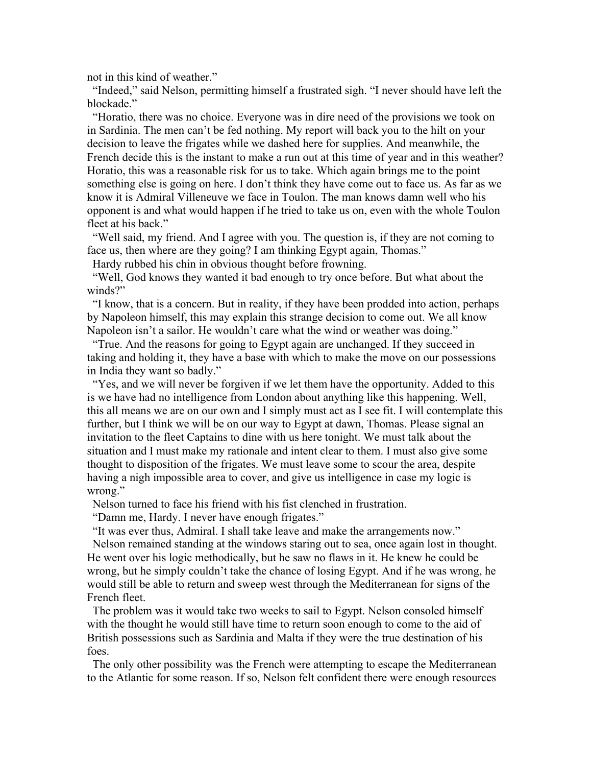not in this kind of weather."

"Indeed," said Nelson, permitting himself a frustrated sigh. "I never should have left the blockade."

"Horatio, there was no choice. Everyone was in dire need of the provisions we took on in Sardinia. The men can't be fed nothing. My report will back you to the hilt on your decision to leave the frigates while we dashed here for supplies. And meanwhile, the French decide this is the instant to make a run out at this time of year and in this weather? Horatio, this was a reasonable risk for us to take. Which again brings me to the point something else is going on here. I don't think they have come out to face us. As far as we know it is Admiral Villeneuve we face in Toulon. The man knows damn well who his opponent is and what would happen if he tried to take us on, even with the whole Toulon fleet at his back."

"Well said, my friend. And I agree with you. The question is, if they are not coming to face us, then where are they going? I am thinking Egypt again, Thomas."

Hardy rubbed his chin in obvious thought before frowning.

"Well, God knows they wanted it bad enough to try once before. But what about the winds?"

"I know, that is a concern. But in reality, if they have been prodded into action, perhaps by Napoleon himself, this may explain this strange decision to come out. We all know Napoleon isn't a sailor. He wouldn't care what the wind or weather was doing."

"True. And the reasons for going to Egypt again are unchanged. If they succeed in taking and holding it, they have a base with which to make the move on our possessions in India they want so badly."

"Yes, and we will never be forgiven if we let them have the opportunity. Added to this is we have had no intelligence from London about anything like this happening. Well, this all means we are on our own and I simply must act as I see fit. I will contemplate this further, but I think we will be on our way to Egypt at dawn, Thomas. Please signal an invitation to the fleet Captains to dine with us here tonight. We must talk about the situation and I must make my rationale and intent clear to them. I must also give some thought to disposition of the frigates. We must leave some to scour the area, despite having a nigh impossible area to cover, and give us intelligence in case my logic is wrong."

Nelson turned to face his friend with his fist clenched in frustration.

"Damn me, Hardy. I never have enough frigates."

"It was ever thus, Admiral. I shall take leave and make the arrangements now."

Nelson remained standing at the windows staring out to sea, once again lost in thought. He went over his logic methodically, but he saw no flaws in it. He knew he could be wrong, but he simply couldn't take the chance of losing Egypt. And if he was wrong, he would still be able to return and sweep west through the Mediterranean for signs of the French fleet.

The problem was it would take two weeks to sail to Egypt. Nelson consoled himself with the thought he would still have time to return soon enough to come to the aid of British possessions such as Sardinia and Malta if they were the true destination of his foes.

The only other possibility was the French were attempting to escape the Mediterranean to the Atlantic for some reason. If so, Nelson felt confident there were enough resources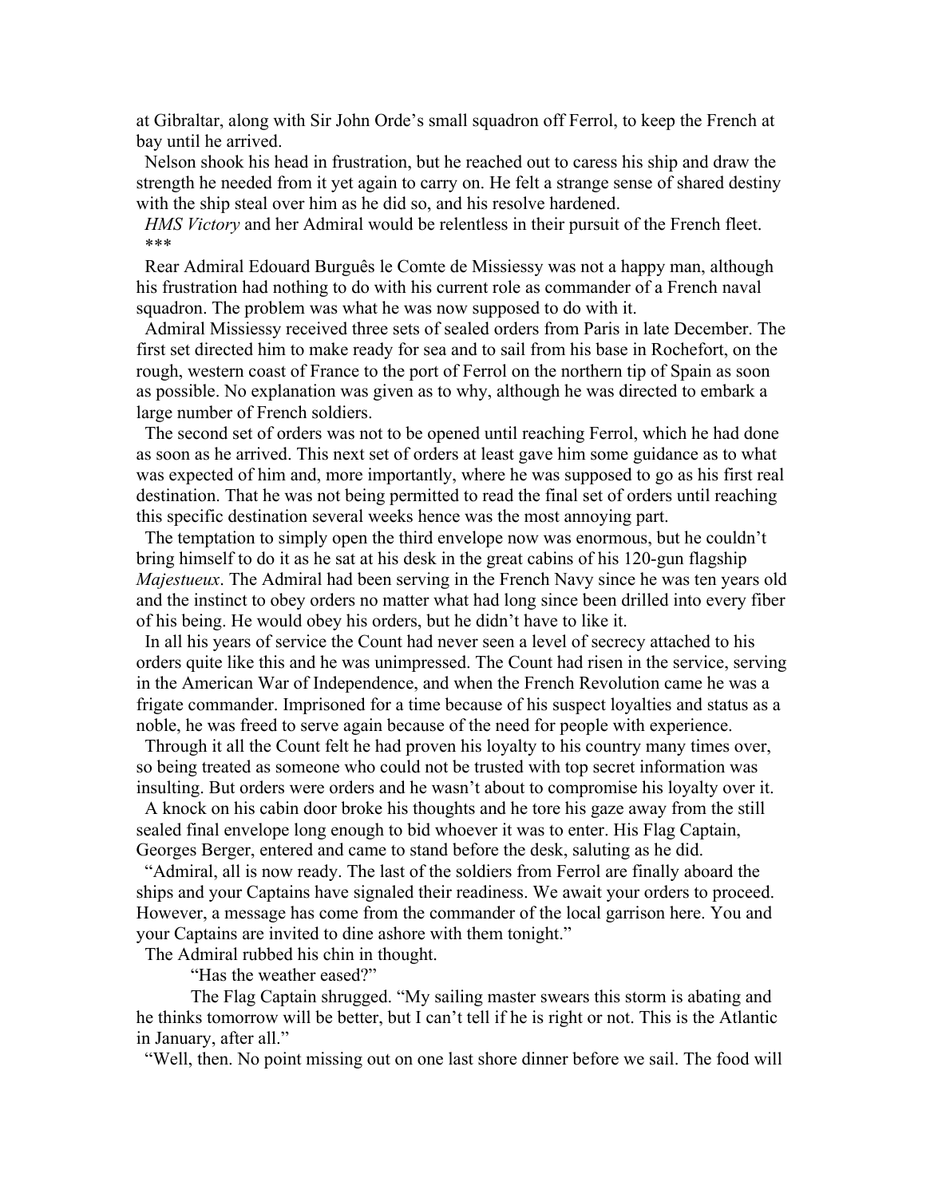at Gibraltar, along with Sir John Orde's small squadron off Ferrol, to keep the French at bay until he arrived.

Nelson shook his head in frustration, but he reached out to caress his ship and draw the strength he needed from it yet again to carry on. He felt a strange sense of shared destiny with the ship steal over him as he did so, and his resolve hardened.

*HMS Victory* and her Admiral would be relentless in their pursuit of the French fleet.

***

Rear Admiral Edouard Burguês le Comte de Missiessy was not a happy man, although his frustration had nothing to do with his current role as commander of a French naval squadron. The problem was what he was now supposed to do with it.

Admiral Missiessy received three sets of sealed orders from Paris in late December. The first set directed him to make ready for sea and to sail from his base in Rochefort, on the rough, western coast of France to the port of Ferrol on the northern tip of Spain as soon as possible. No explanation was given as to why, although he was directed to embark a large number of French soldiers.

The second set of orders was not to be opened until reaching Ferrol, which he had done as soon as he arrived. This next set of orders at least gave him some guidance as to what was expected of him and, more importantly, where he was supposed to go as his first real destination. That he was not being permitted to read the final set of orders until reaching this specific destination several weeks hence was the most annoying part.

The temptation to simply open the third envelope now was enormous, but he couldn't bring himself to do it as he sat at his desk in the great cabins of his 120-gun flagship *Majestueux*. The Admiral had been serving in the French Navy since he was ten years old and the instinct to obey orders no matter what had long since been drilled into every fiber of his being. He would obey his orders, but he didn't have to like it.

In all his years of service the Count had never seen a level of secrecy attached to his orders quite like this and he was unimpressed. The Count had risen in the service, serving in the American War of Independence, and when the French Revolution came he was a frigate commander. Imprisoned for a time because of his suspect loyalties and status as a noble, he was freed to serve again because of the need for people with experience.

Through it all the Count felt he had proven his loyalty to his country many times over, so being treated as someone who could not be trusted with top secret information was insulting. But orders were orders and he wasn't about to compromise his loyalty over it.

A knock on his cabin door broke his thoughts and he tore his gaze away from the still sealed final envelope long enough to bid whoever it was to enter. His Flag Captain, Georges Berger, entered and came to stand before the desk, saluting as he did.

"Admiral, all is now ready. The last of the soldiers from Ferrol are finally aboard the ships and your Captains have signaled their readiness. We await your orders to proceed. However, a message has come from the commander of the local garrison here. You and your Captains are invited to dine ashore with them tonight."

The Admiral rubbed his chin in thought.

"Has the weather eased?"

The Flag Captain shrugged. "My sailing master swears this storm is abating and he thinks tomorrow will be better, but I can't tell if he is right or not. This is the Atlantic in January, after all."

"Well, then. No point missing out on one last shore dinner before we sail. The food will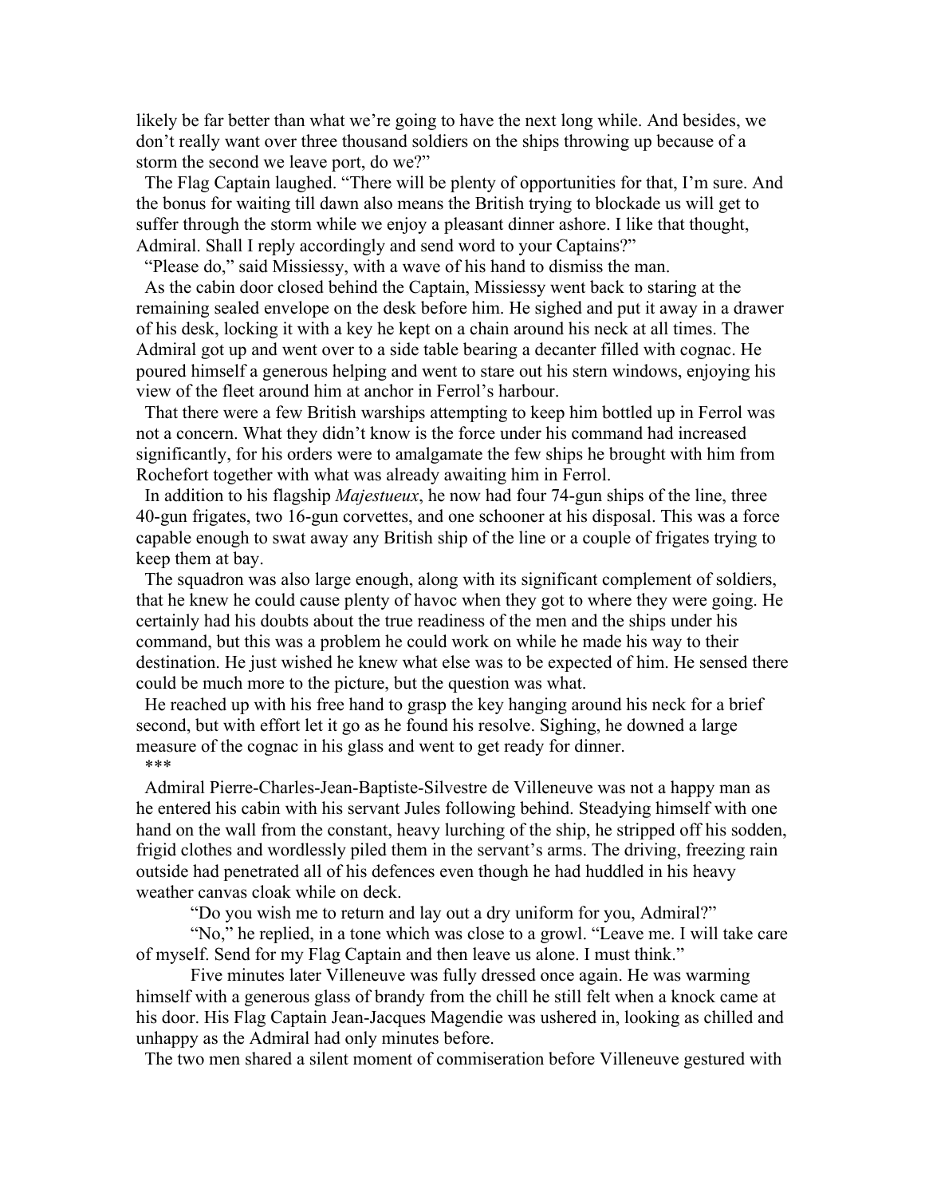likely be far better than what we're going to have the next long while. And besides, we don't really want over three thousand soldiers on the ships throwing up because of a storm the second we leave port, do we?"

The Flag Captain laughed. "There will be plenty of opportunities for that, I'm sure. And the bonus for waiting till dawn also means the British trying to blockade us will get to suffer through the storm while we enjoy a pleasant dinner ashore. I like that thought, Admiral. Shall I reply accordingly and send word to your Captains?"

"Please do," said Missiessy, with a wave of his hand to dismiss the man.

As the cabin door closed behind the Captain, Missiessy went back to staring at the remaining sealed envelope on the desk before him. He sighed and put it away in a drawer of his desk, locking it with a key he kept on a chain around his neck at all times. The Admiral got up and went over to a side table bearing a decanter filled with cognac. He poured himself a generous helping and went to stare out his stern windows, enjoying his view of the fleet around him at anchor in Ferrol's harbour.

That there were a few British warships attempting to keep him bottled up in Ferrol was not a concern. What they didn't know is the force under his command had increased significantly, for his orders were to amalgamate the few ships he brought with him from Rochefort together with what was already awaiting him in Ferrol.

In addition to his flagship *Majestueux*, he now had four 74-gun ships of the line, three 40-gun frigates, two 16-gun corvettes, and one schooner at his disposal. This was a force capable enough to swat away any British ship of the line or a couple of frigates trying to keep them at bay.

The squadron was also large enough, along with its significant complement of soldiers, that he knew he could cause plenty of havoc when they got to where they were going. He certainly had his doubts about the true readiness of the men and the ships under his command, but this was a problem he could work on while he made his way to their destination. He just wished he knew what else was to be expected of him. He sensed there could be much more to the picture, but the question was what.

He reached up with his free hand to grasp the key hanging around his neck for a brief second, but with effort let it go as he found his resolve. Sighing, he downed a large measure of the cognac in his glass and went to get ready for dinner.

***

Admiral Pierre-Charles-Jean-Baptiste-Silvestre de Villeneuve was not a happy man as he entered his cabin with his servant Jules following behind. Steadying himself with one hand on the wall from the constant, heavy lurching of the ship, he stripped off his sodden, frigid clothes and wordlessly piled them in the servant's arms. The driving, freezing rain outside had penetrated all of his defences even though he had huddled in his heavy weather canvas cloak while on deck.

"Do you wish me to return and lay out a dry uniform for you, Admiral?"

"No," he replied, in a tone which was close to a growl. "Leave me. I will take care of myself. Send for my Flag Captain and then leave us alone. I must think."

Five minutes later Villeneuve was fully dressed once again. He was warming himself with a generous glass of brandy from the chill he still felt when a knock came at his door. His Flag Captain Jean-Jacques Magendie was ushered in, looking as chilled and unhappy as the Admiral had only minutes before.

The two men shared a silent moment of commiseration before Villeneuve gestured with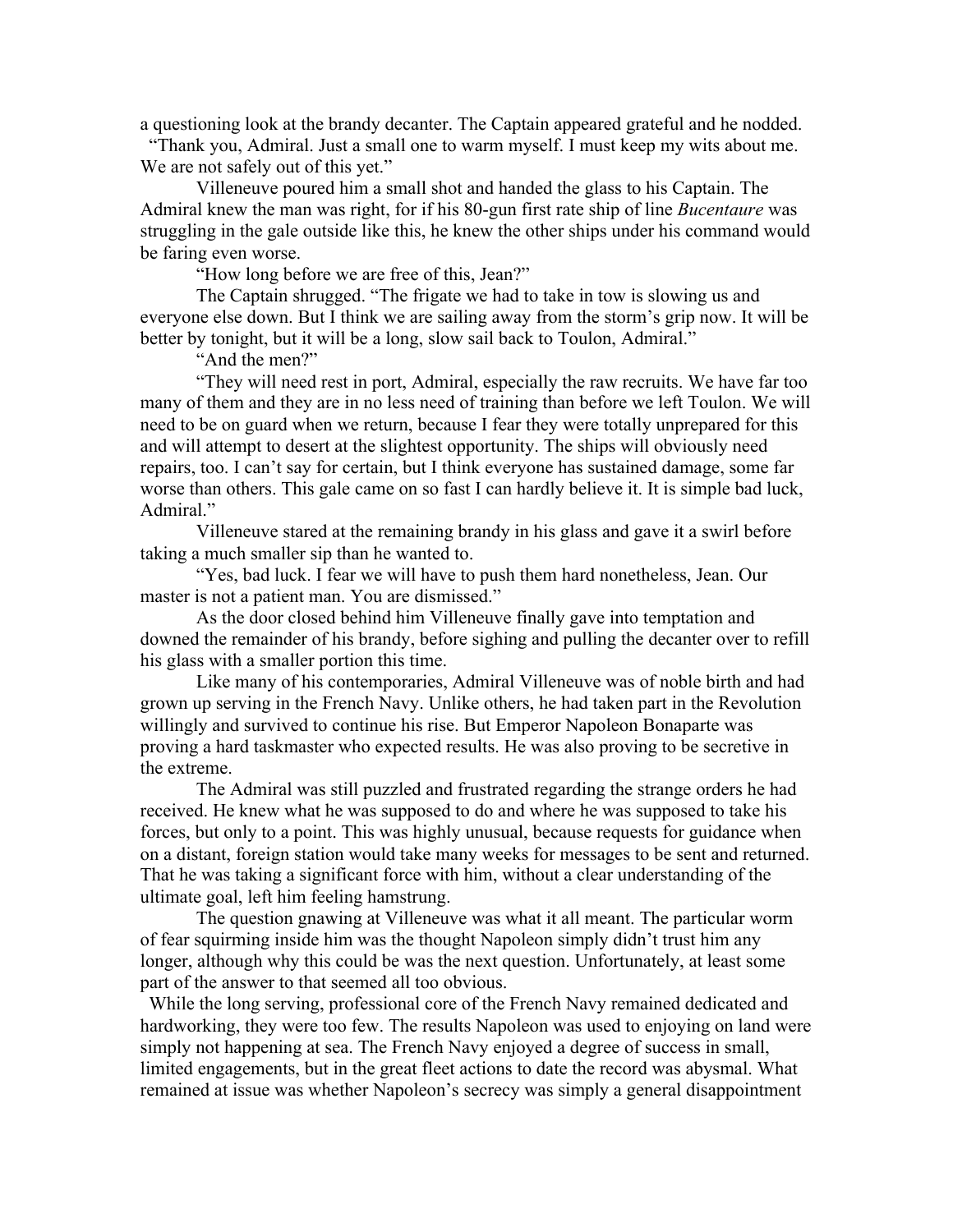a questioning look at the brandy decanter. The Captain appeared grateful and he nodded.

"Thank you, Admiral. Just a small one to warm myself. I must keep my wits about me. We are not safely out of this yet."

Villeneuve poured him a small shot and handed the glass to his Captain. The Admiral knew the man was right, for if his 80-gun first rate ship of line *Bucentaure* was struggling in the gale outside like this, he knew the other ships under his command would be faring even worse.

"How long before we are free of this, Jean?"

The Captain shrugged. "The frigate we had to take in tow is slowing us and everyone else down. But I think we are sailing away from the storm's grip now. It will be better by tonight, but it will be a long, slow sail back to Toulon, Admiral."

"And the men?"

"They will need rest in port, Admiral, especially the raw recruits. We have far too many of them and they are in no less need of training than before we left Toulon. We will need to be on guard when we return, because I fear they were totally unprepared for this and will attempt to desert at the slightest opportunity. The ships will obviously need repairs, too. I can't say for certain, but I think everyone has sustained damage, some far worse than others. This gale came on so fast I can hardly believe it. It is simple bad luck, Admiral."

Villeneuve stared at the remaining brandy in his glass and gave it a swirl before taking a much smaller sip than he wanted to.

"Yes, bad luck. I fear we will have to push them hard nonetheless, Jean. Our master is not a patient man. You are dismissed."

As the door closed behind him Villeneuve finally gave into temptation and downed the remainder of his brandy, before sighing and pulling the decanter over to refill his glass with a smaller portion this time.

Like many of his contemporaries, Admiral Villeneuve was of noble birth and had grown up serving in the French Navy. Unlike others, he had taken part in the Revolution willingly and survived to continue his rise. But Emperor Napoleon Bonaparte was proving a hard taskmaster who expected results. He was also proving to be secretive in the extreme.

The Admiral was still puzzled and frustrated regarding the strange orders he had received. He knew what he was supposed to do and where he was supposed to take his forces, but only to a point. This was highly unusual, because requests for guidance when on a distant, foreign station would take many weeks for messages to be sent and returned. That he was taking a significant force with him, without a clear understanding of the ultimate goal, left him feeling hamstrung.

The question gnawing at Villeneuve was what it all meant. The particular worm of fear squirming inside him was the thought Napoleon simply didn't trust him any longer, although why this could be was the next question. Unfortunately, at least some part of the answer to that seemed all too obvious.

While the long serving, professional core of the French Navy remained dedicated and hardworking, they were too few. The results Napoleon was used to enjoying on land were simply not happening at sea. The French Navy enjoyed a degree of success in small, limited engagements, but in the great fleet actions to date the record was abysmal. What remained at issue was whether Napoleon's secrecy was simply a general disappointment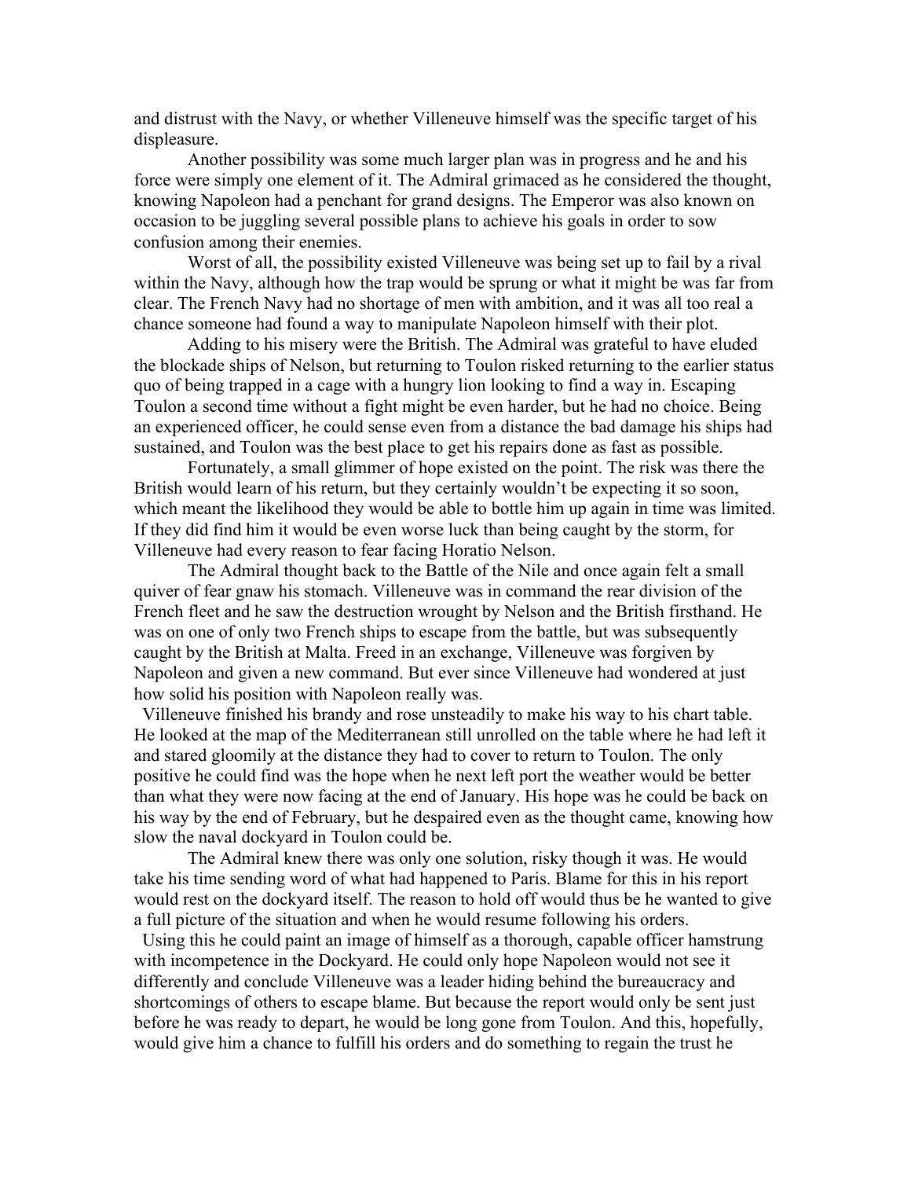and distrust with the Navy, or whether Villeneuve himself was the specific target of his displeasure.

Another possibility was some much larger plan was in progress and he and his force were simply one element of it. The Admiral grimaced as he considered the thought, knowing Napoleon had a penchant for grand designs. The Emperor was also known on occasion to be juggling several possible plans to achieve his goals in order to sow confusion among their enemies.

Worst of all, the possibility existed Villeneuve was being set up to fail by a rival within the Navy, although how the trap would be sprung or what it might be was far from clear. The French Navy had no shortage of men with ambition, and it was all too real a chance someone had found a way to manipulate Napoleon himself with their plot.

Adding to his misery were the British. The Admiral was grateful to have eluded the blockade ships of Nelson, but returning to Toulon risked returning to the earlier status quo of being trapped in a cage with a hungry lion looking to find a way in. Escaping Toulon a second time without a fight might be even harder, but he had no choice. Being an experienced officer, he could sense even from a distance the bad damage his ships had sustained, and Toulon was the best place to get his repairs done as fast as possible.

Fortunately, a small glimmer of hope existed on the point. The risk was there the British would learn of his return, but they certainly wouldn't be expecting it so soon, which meant the likelihood they would be able to bottle him up again in time was limited. If they did find him it would be even worse luck than being caught by the storm, for Villeneuve had every reason to fear facing Horatio Nelson.

The Admiral thought back to the Battle of the Nile and once again felt a small quiver of fear gnaw his stomach. Villeneuve was in command the rear division of the French fleet and he saw the destruction wrought by Nelson and the British firsthand. He was on one of only two French ships to escape from the battle, but was subsequently caught by the British at Malta. Freed in an exchange, Villeneuve was forgiven by Napoleon and given a new command. But ever since Villeneuve had wondered at just how solid his position with Napoleon really was.

Villeneuve finished his brandy and rose unsteadily to make his way to his chart table. He looked at the map of the Mediterranean still unrolled on the table where he had left it and stared gloomily at the distance they had to cover to return to Toulon. The only positive he could find was the hope when he next left port the weather would be better than what they were now facing at the end of January. His hope was he could be back on his way by the end of February, but he despaired even as the thought came, knowing how slow the naval dockyard in Toulon could be.

The Admiral knew there was only one solution, risky though it was. He would take his time sending word of what had happened to Paris. Blame for this in his report would rest on the dockyard itself. The reason to hold off would thus be he wanted to give a full picture of the situation and when he would resume following his orders.

Using this he could paint an image of himself as a thorough, capable officer hamstrung with incompetence in the Dockyard. He could only hope Napoleon would not see it differently and conclude Villeneuve was a leader hiding behind the bureaucracy and shortcomings of others to escape blame. But because the report would only be sent just before he was ready to depart, he would be long gone from Toulon. And this, hopefully, would give him a chance to fulfill his orders and do something to regain the trust he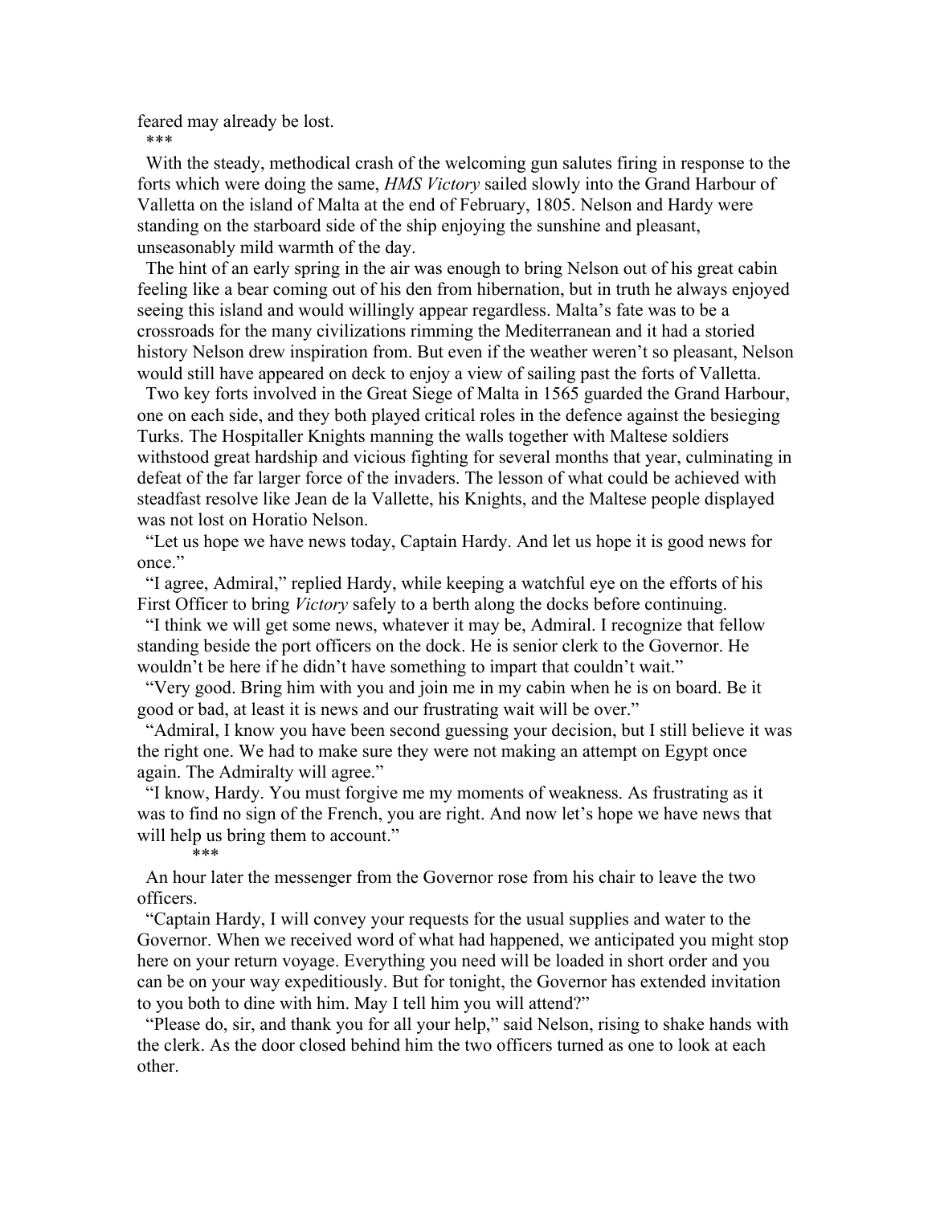feared may already be lost.

\*\*\*

With the steady, methodical crash of the welcoming gun salutes firing in response to the forts which were doing the same, *HMS Victory* sailed slowly into the Grand Harbour of Valletta on the island of Malta at the end of February, 1805. Nelson and Hardy were standing on the starboard side of the ship enjoying the sunshine and pleasant, unseasonably mild warmth of the day.

The hint of an early spring in the air was enough to bring Nelson out of his great cabin feeling like a bear coming out of his den from hibernation, but in truth he always enjoyed seeing this island and would willingly appear regardless. Malta's fate was to be a crossroads for the many civilizations rimming the Mediterranean and it had a storied history Nelson drew inspiration from. But even if the weather weren't so pleasant, Nelson would still have appeared on deck to enjoy a view of sailing past the forts of Valletta.

Two key forts involved in the Great Siege of Malta in 1565 guarded the Grand Harbour, one on each side, and they both played critical roles in the defence against the besieging Turks. The Hospitaller Knights manning the walls together with Maltese soldiers withstood great hardship and vicious fighting for several months that year, culminating in defeat of the far larger force of the invaders. The lesson of what could be achieved with steadfast resolve like Jean de la Vallette, his Knights, and the Maltese people displayed was not lost on Horatio Nelson.

"Let us hope we have news today, Captain Hardy. And let us hope it is good news for once."

"I agree, Admiral," replied Hardy, while keeping a watchful eye on the efforts of his First Officer to bring *Victory* safely to a berth along the docks before continuing.

"I think we will get some news, whatever it may be, Admiral. I recognize that fellow standing beside the port officers on the dock. He is senior clerk to the Governor. He wouldn't be here if he didn't have something to impart that couldn't wait."

"Very good. Bring him with you and join me in my cabin when he is on board. Be it good or bad, at least it is news and our frustrating wait will be over."

"Admiral, I know you have been second guessing your decision, but I still believe it was the right one. We had to make sure they were not making an attempt on Egypt once again. The Admiralty will agree."

"I know, Hardy. You must forgive me my moments of weakness. As frustrating as it was to find no sign of the French, you are right. And now let's hope we have news that will help us bring them to account."

\*\*\*

An hour later the messenger from the Governor rose from his chair to leave the two officers.

"Captain Hardy, I will convey your requests for the usual supplies and water to the Governor. When we received word of what had happened, we anticipated you might stop here on your return voyage. Everything you need will be loaded in short order and you can be on your way expeditiously. But for tonight, the Governor has extended invitation to you both to dine with him. May I tell him you will attend?"

"Please do, sir, and thank you for all your help," said Nelson, rising to shake hands with the clerk. As the door closed behind him the two officers turned as one to look at each other.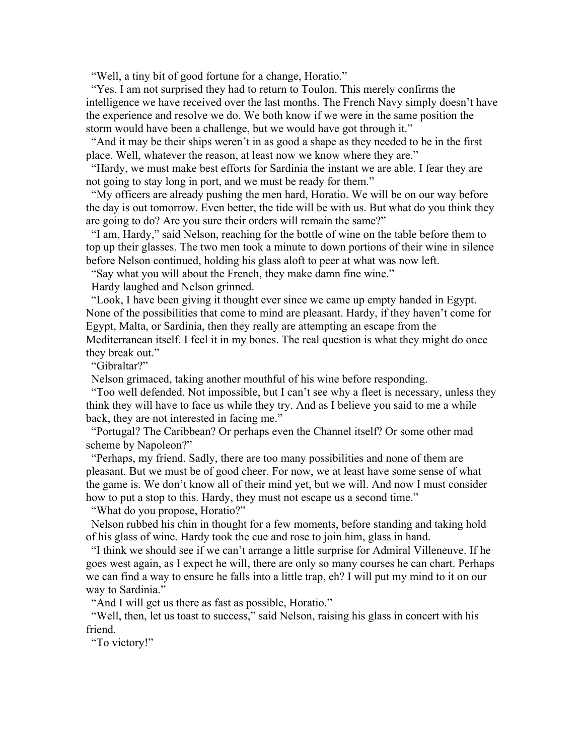"Well, a tiny bit of good fortune for a change, Horatio."

"Yes. I am not surprised they had to return to Toulon. This merely confirms the intelligence we have received over the last months. The French Navy simply doesn't have the experience and resolve we do. We both know if we were in the same position the storm would have been a challenge, but we would have got through it."

"And it may be their ships weren't in as good a shape as they needed to be in the first place. Well, whatever the reason, at least now we know where they are."

"Hardy, we must make best efforts for Sardinia the instant we are able. I fear they are not going to stay long in port, and we must be ready for them."

"My officers are already pushing the men hard, Horatio. We will be on our way before the day is out tomorrow. Even better, the tide will be with us. But what do you think they are going to do? Are you sure their orders will remain the same?"

"I am, Hardy," said Nelson, reaching for the bottle of wine on the table before them to top up their glasses. The two men took a minute to down portions of their wine in silence before Nelson continued, holding his glass aloft to peer at what was now left.

"Say what you will about the French, they make damn fine wine."

Hardy laughed and Nelson grinned.

"Look, I have been giving it thought ever since we came up empty handed in Egypt. None of the possibilities that come to mind are pleasant. Hardy, if they haven't come for Egypt, Malta, or Sardinia, then they really are attempting an escape from the Mediterranean itself. I feel it in my bones. The real question is what they might do once they break out."

"Gibraltar?"

Nelson grimaced, taking another mouthful of his wine before responding.

"Too well defended. Not impossible, but I can't see why a fleet is necessary, unless they think they will have to face us while they try. And as I believe you said to me a while back, they are not interested in facing me."

"Portugal? The Caribbean? Or perhaps even the Channel itself? Or some other mad scheme by Napoleon?"

"Perhaps, my friend. Sadly, there are too many possibilities and none of them are pleasant. But we must be of good cheer. For now, we at least have some sense of what the game is. We don't know all of their mind yet, but we will. And now I must consider how to put a stop to this. Hardy, they must not escape us a second time."

"What do you propose, Horatio?"

Nelson rubbed his chin in thought for a few moments, before standing and taking hold of his glass of wine. Hardy took the cue and rose to join him, glass in hand.

"I think we should see if we can't arrange a little surprise for Admiral Villeneuve. If he goes west again, as I expect he will, there are only so many courses he can chart. Perhaps we can find a way to ensure he falls into a little trap, eh? I will put my mind to it on our way to Sardinia."

"And I will get us there as fast as possible, Horatio."

"Well, then, let us toast to success," said Nelson, raising his glass in concert with his friend.

"To victory!"